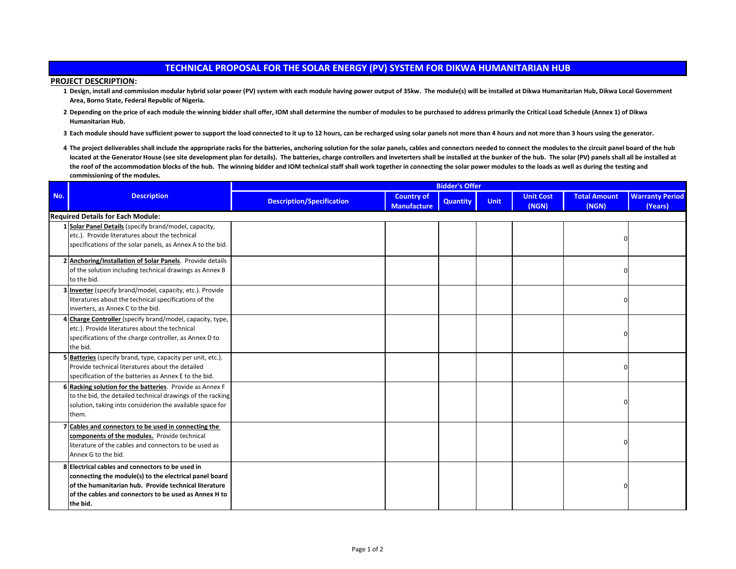# TECHNICAL PROPOSAL FOR THE SOLAR ENERGY (PV) SYSTEM FOR DIKWA HUMANITARIAN HUB

**PROJECT DESCRIPTION:**

1. **Design, install and commission modular hybrid solar power (PV) system with each module having power output of 35kw. The module(s) will be installed at Dikwa Humanitarian Hub, Dikwa Local Government Area, Borno State, Federal Republic of Nigeria.**
2. **Depending on the price of each module the winning bidder shall offer, IOM shall determine the number of modules to be purchased to address primarily the Critical Load Schedule (Annex 1) of Dikwa Humanitarian Hub.**
3. **Each module should have sufficient power to support the load connected to it up to 12 hours, can be recharged using solar panels not more than 4 hours and not more than 3 hours using the generator.**
4. **The project deliverables shall include the appropriate racks for the batteries, anchoring solution for the solar panels, cables and connectors needed to connect the modules to the circuit panel board of the hub located at the Generator House (see site development plan for details). The batteries, charge controllers and inveterters shall be installed at the bunker of the hub. The solar (PV) panels shall all be installed at the roof of the accommodation blocks of the hub. The winning bidder and IOM technical staff shall work together in connecting the solar power modules to the loads as well as during the testing and commissioning of the modules.**

| No. | Description | Bidder's Offer | | | | | | |
|---|---|---|---|---|---|---|---|---|
| | | Description/Specification | Country of Manufacture | Quantity | Unit | Unit Cost (NGN) | Total Amount (NGN) | Warranty Period (Years) |
| **Required Details for Each Module:** | | | | | | | | |
| 1 | **Solar Panel Details** (specify brand/model, capacity, etc.). Provide literatures about the technical specifications of the solar panels, as Annex A to the bid. | | | | | | 0 | |
| 2 | **Anchoring/Installation of Solar Panels**. Provide details of the solution including technical drawings as Annex B to the bid. | | | | | | 0 | |
| 3 | **Inverter** (specify brand/model, capacity, etc.). Provide literatures about the technical specifications of the inverters, as Annex C to the bid. | | | | | | 0 | |
| 4 | **Charge Controller** (specify brand/model, capacity, type, etc.). Provide literatures about the technical specifications of the charge controller, as Annex D to the bid. | | | | | | 0 | |
| 5 | **Batteries** (specify brand, type, capacity per unit, etc.). Provide technical literatures about the detailed specification of the batteries as Annex E to the bid. | | | | | | 0 | |
| 6 | **Racking solution for the batteries**. Provide as Annex F to the bid, the detailed technical drawings of the racking solution, taking into considerion the available space for them. | | | | | | 0 | |
| 7 | **Cables and connectors to be used in connecting the components of the modules.** Provide technical literature of the cables and connectors to be used as Annex G to the bid. | | | | | | 0 | |
| 8 | **Electrical cables and connectors to be used in connecting the module(s) to the electrical panel board of the humanitarian hub. Provide technical literature of the cables and connectors to be used as Annex H to the bid.** | | | | | | 0 | |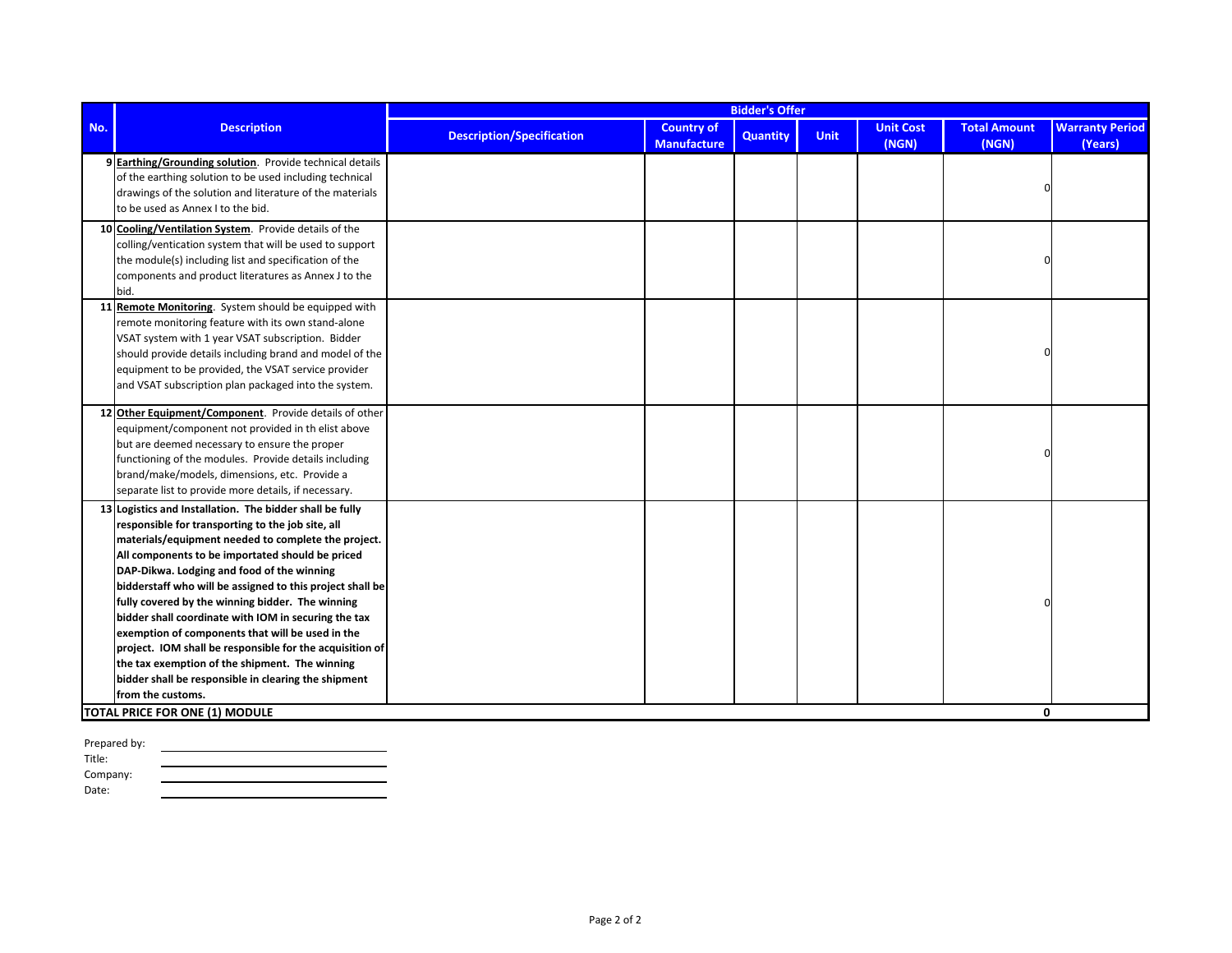| No. | Description | Bidder's Offer | | | | | | |
|---|---|---|---|---|---|---|---|---|
| | | Description/Specification | Country of Manufacture | Quantity | Unit | Unit Cost (NGN) | Total Amount (NGN) | Warranty Period (Years) |
| 9 | **Earthing/Grounding solution**. Provide technical details of the earthing solution to be used including technical drawings of the solution and literature of the materials to be used as Annex I to the bid. | | | | | | 0 | |
| 10 | **Cooling/Ventilation System**. Provide details of the colling/ventication system that will be used to support the module(s) including list and specification of the components and product literatures as Annex J to the bid. | | | | | | 0 | |
| 11 | **Remote Monitoring**. System should be equipped with remote monitoring feature with its own stand-alone VSAT system with 1 year VSAT subscription. Bidder should provide details including brand and model of the equipment to be provided, the VSAT service provider and VSAT subscription plan packaged into the system. | | | | | | 0 | |
| 12 | **Other Equipment/Component**. Provide details of other equipment/component not provided in th elist above but are deemed necessary to ensure the proper functioning of the modules. Provide details including brand/make/models, dimensions, etc. Provide a separate list to provide more details, if necessary. | | | | | | 0 | |
| 13 | **Logistics and Installation. The bidder shall be fully responsible for transporting to the job site, all materials/equipment needed to complete the project. All components to be importated should be priced DAP-Dikwa. Lodging and food of the winning bidderstaff who will be assigned to this project shall be fully covered by the winning bidder. The winning bidder shall coordinate with IOM in securing the tax exemption of components that will be used in the project. IOM shall be responsible for the acquisition of the tax exemption of the shipment. The winning bidder shall be responsible in clearing the shipment from the customs.** | | | | | | 0 | |
| **TOTAL PRICE FOR ONE (1) MODULE** | | | | | | | **0** | |

Prepared by: ______________________

Title: ______________________

Company: ______________________

Date: ______________________